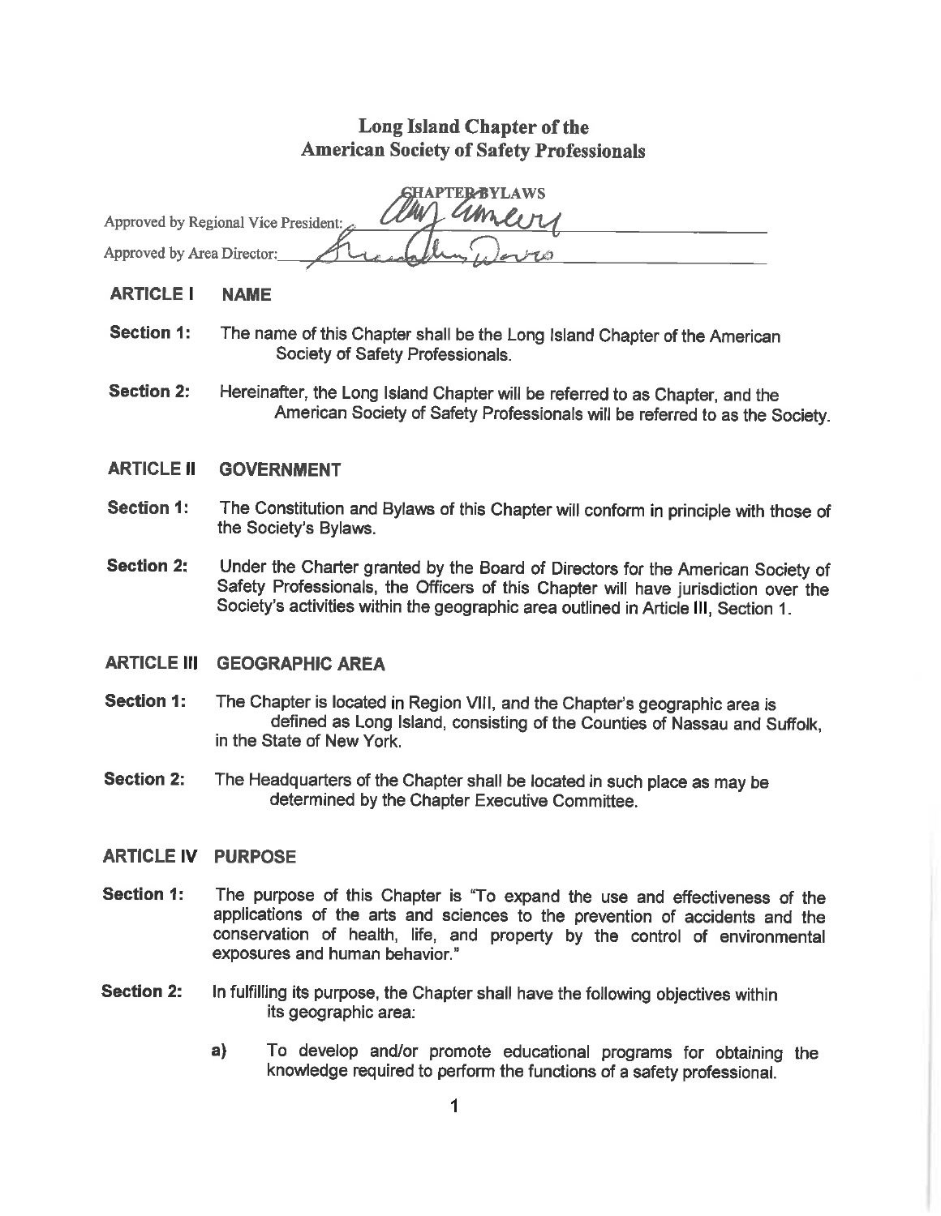# Long Island Chapter of the American Society of Safety Professionals

## CHAPTER BYLAWS

Approved by Regional Vice President: Amy Emery

Approved by Area Director: Brandon Davis

## ARTICLE I NAME

**Section 1:** The name of this Chapter shall be the Long Island Chapter of the American Society of Safety Professionals.

**Section 2:** Hereinafter, the Long Island Chapter will be referred to as Chapter, and the American Society of Safety Professionals will be referred to as the Society.

## ARTICLE II GOVERNMENT

**Section 1:** The Constitution and Bylaws of this Chapter will conform in principle with those of the Society's Bylaws.

**Section 2:** Under the Charter granted by the Board of Directors for the American Society of Safety Professionals, the Officers of this Chapter will have jurisdiction over the Society's activities within the geographic area outlined in Article III, Section 1.

## ARTICLE III GEOGRAPHIC AREA

**Section 1:** The Chapter is located in Region VIII, and the Chapter's geographic area is defined as Long Island, consisting of the Counties of Nassau and Suffolk, in the State of New York.

**Section 2:** The Headquarters of the Chapter shall be located in such place as may be determined by the Chapter Executive Committee.

## ARTICLE IV PURPOSE

**Section 1:** The purpose of this Chapter is "To expand the use and effectiveness of the applications of the arts and sciences to the prevention of accidents and the conservation of health, life, and property by the control of environmental exposures and human behavior."

**Section 2:** In fulfilling its purpose, the Chapter shall have the following objectives within its geographic area:

**a)** To develop and/or promote educational programs for obtaining the knowledge required to perform the functions of a safety professional.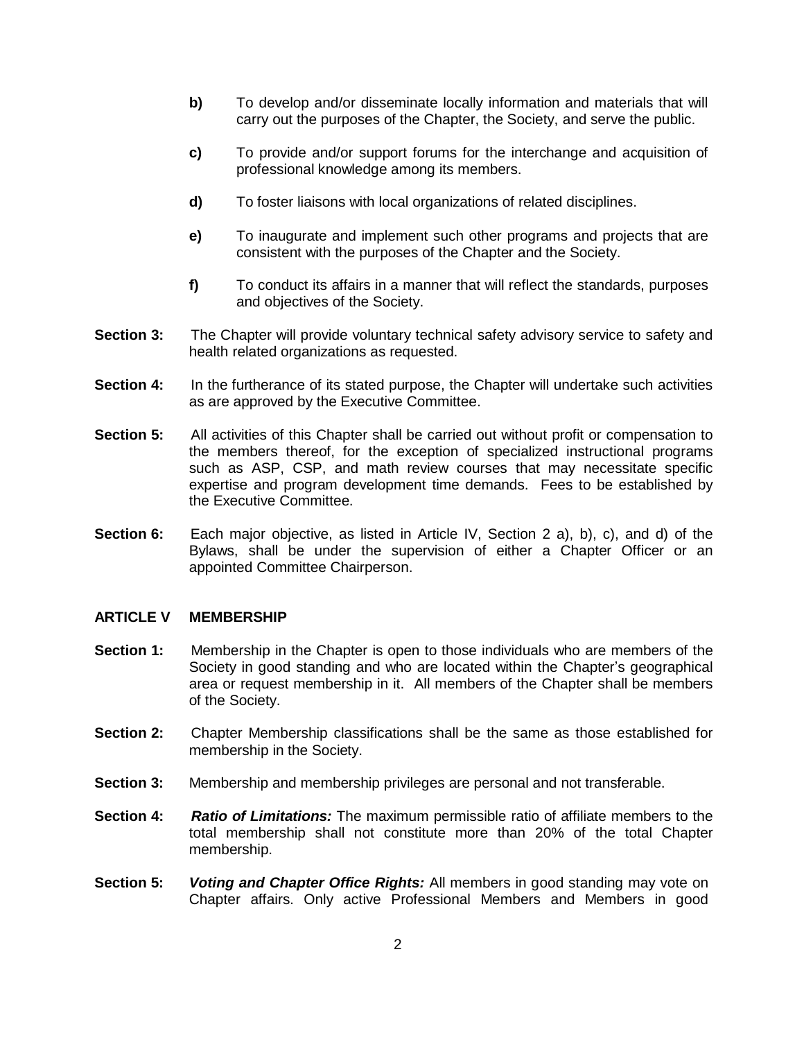**b)** To develop and/or disseminate locally information and materials that will carry out the purposes of the Chapter, the Society, and serve the public.

**c)** To provide and/or support forums for the interchange and acquisition of professional knowledge among its members.

**d)** To foster liaisons with local organizations of related disciplines.

**e)** To inaugurate and implement such other programs and projects that are consistent with the purposes of the Chapter and the Society.

**f)** To conduct its affairs in a manner that will reflect the standards, purposes and objectives of the Society.

**Section 3:** The Chapter will provide voluntary technical safety advisory service to safety and health related organizations as requested.

**Section 4:** In the furtherance of its stated purpose, the Chapter will undertake such activities as are approved by the Executive Committee.

**Section 5:** All activities of this Chapter shall be carried out without profit or compensation to the members thereof, for the exception of specialized instructional programs such as ASP, CSP, and math review courses that may necessitate specific expertise and program development time demands. Fees to be established by the Executive Committee.

**Section 6:** Each major objective, as listed in Article IV, Section 2 a), b), c), and d) of the Bylaws, shall be under the supervision of either a Chapter Officer or an appointed Committee Chairperson.

## ARTICLE V MEMBERSHIP

**Section 1:** Membership in the Chapter is open to those individuals who are members of the Society in good standing and who are located within the Chapter's geographical area or request membership in it. All members of the Chapter shall be members of the Society.

**Section 2:** Chapter Membership classifications shall be the same as those established for membership in the Society.

**Section 3:** Membership and membership privileges are personal and not transferable.

**Section 4:** ***Ratio of Limitations:*** The maximum permissible ratio of affiliate members to the total membership shall not constitute more than 20% of the total Chapter membership.

**Section 5:** ***Voting and Chapter Office Rights:*** All members in good standing may vote on Chapter affairs. Only active Professional Members and Members in good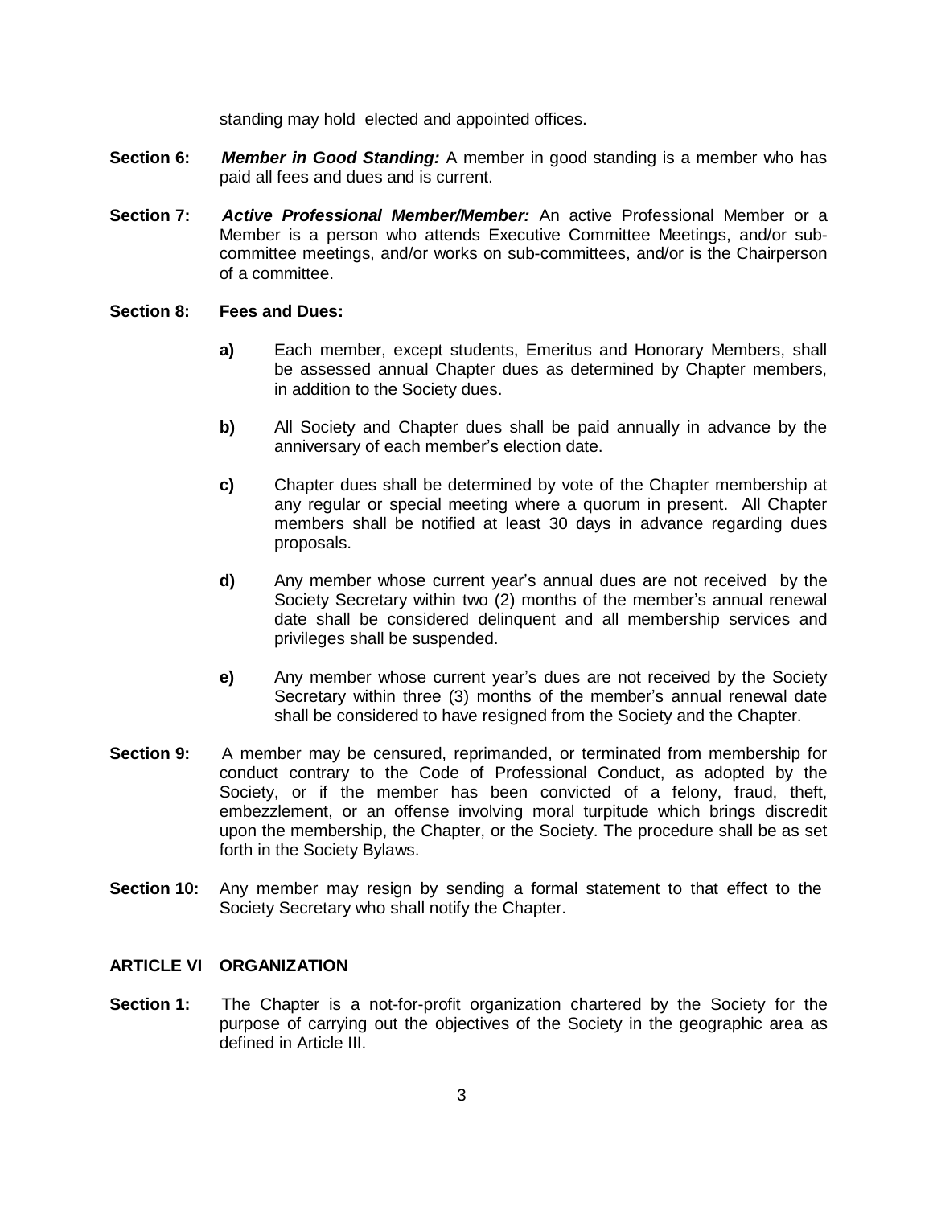standing may hold elected and appointed offices.

**Section 6:** ***Member in Good Standing:*** A member in good standing is a member who has paid all fees and dues and is current.

**Section 7:** ***Active Professional Member/Member:*** An active Professional Member or a Member is a person who attends Executive Committee Meetings, and/or sub-committee meetings, and/or works on sub-committees, and/or is the Chairperson of a committee.

**Section 8: Fees and Dues:**

- **a)** Each member, except students, Emeritus and Honorary Members, shall be assessed annual Chapter dues as determined by Chapter members, in addition to the Society dues.
- **b)** All Society and Chapter dues shall be paid annually in advance by the anniversary of each member's election date.
- **c)** Chapter dues shall be determined by vote of the Chapter membership at any regular or special meeting where a quorum in present. All Chapter members shall be notified at least 30 days in advance regarding dues proposals.
- **d)** Any member whose current year's annual dues are not received by the Society Secretary within two (2) months of the member's annual renewal date shall be considered delinquent and all membership services and privileges shall be suspended.
- **e)** Any member whose current year's dues are not received by the Society Secretary within three (3) months of the member's annual renewal date shall be considered to have resigned from the Society and the Chapter.

**Section 9:** A member may be censured, reprimanded, or terminated from membership for conduct contrary to the Code of Professional Conduct, as adopted by the Society, or if the member has been convicted of a felony, fraud, theft, embezzlement, or an offense involving moral turpitude which brings discredit upon the membership, the Chapter, or the Society. The procedure shall be as set forth in the Society Bylaws.

**Section 10:** Any member may resign by sending a formal statement to that effect to the Society Secretary who shall notify the Chapter.

## ARTICLE VI ORGANIZATION

**Section 1:** The Chapter is a not-for-profit organization chartered by the Society for the purpose of carrying out the objectives of the Society in the geographic area as defined in Article III.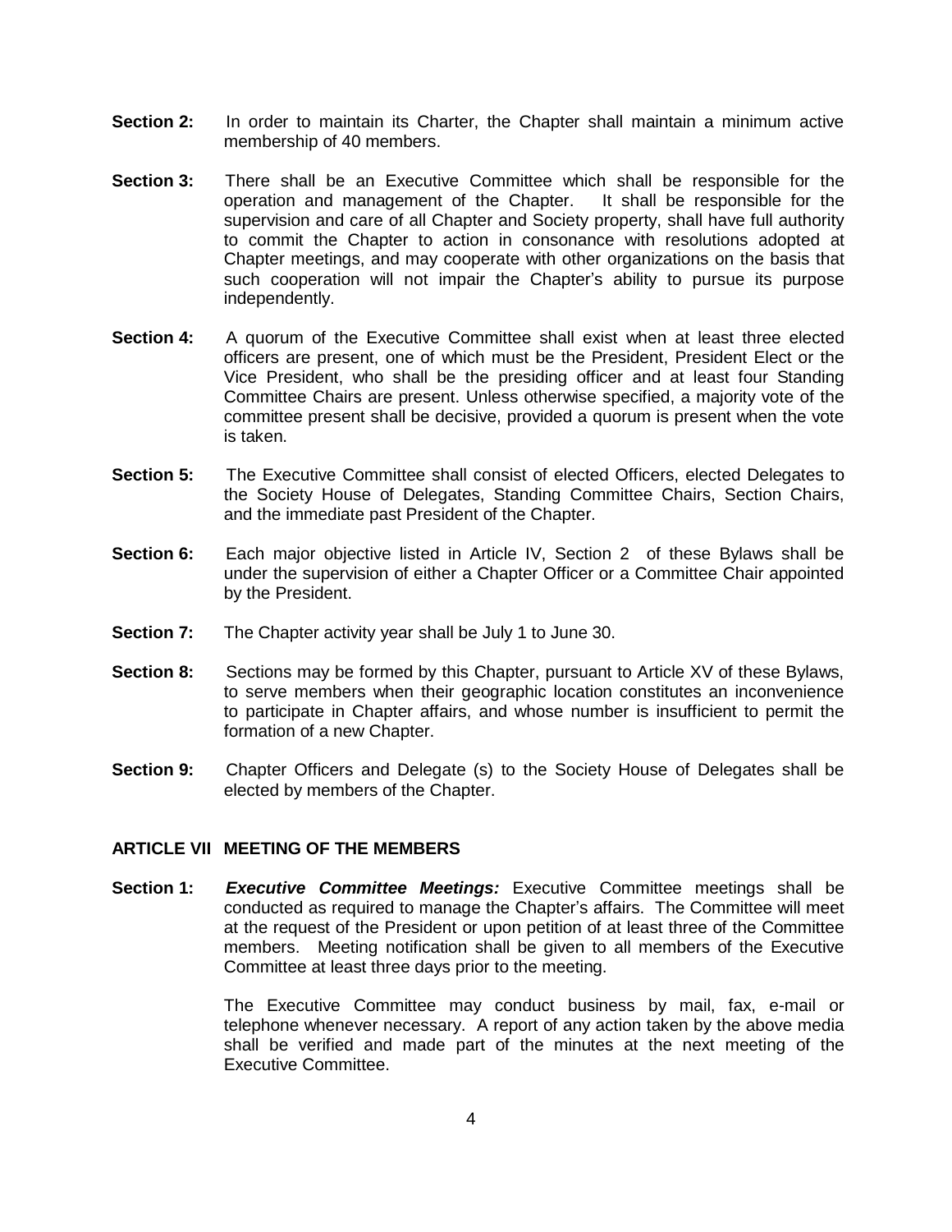**Section 2:** In order to maintain its Charter, the Chapter shall maintain a minimum active membership of 40 members.

**Section 3:** There shall be an Executive Committee which shall be responsible for the operation and management of the Chapter. It shall be responsible for the supervision and care of all Chapter and Society property, shall have full authority to commit the Chapter to action in consonance with resolutions adopted at Chapter meetings, and may cooperate with other organizations on the basis that such cooperation will not impair the Chapter's ability to pursue its purpose independently.

**Section 4:** A quorum of the Executive Committee shall exist when at least three elected officers are present, one of which must be the President, President Elect or the Vice President, who shall be the presiding officer and at least four Standing Committee Chairs are present. Unless otherwise specified, a majority vote of the committee present shall be decisive, provided a quorum is present when the vote is taken.

**Section 5:** The Executive Committee shall consist of elected Officers, elected Delegates to the Society House of Delegates, Standing Committee Chairs, Section Chairs, and the immediate past President of the Chapter.

**Section 6:** Each major objective listed in Article IV, Section 2 of these Bylaws shall be under the supervision of either a Chapter Officer or a Committee Chair appointed by the President.

**Section 7:** The Chapter activity year shall be July 1 to June 30.

**Section 8:** Sections may be formed by this Chapter, pursuant to Article XV of these Bylaws, to serve members when their geographic location constitutes an inconvenience to participate in Chapter affairs, and whose number is insufficient to permit the formation of a new Chapter.

**Section 9:** Chapter Officers and Delegate (s) to the Society House of Delegates shall be elected by members of the Chapter.

## ARTICLE VII MEETING OF THE MEMBERS

**Section 1:** ***Executive Committee Meetings:*** Executive Committee meetings shall be conducted as required to manage the Chapter's affairs. The Committee will meet at the request of the President or upon petition of at least three of the Committee members. Meeting notification shall be given to all members of the Executive Committee at least three days prior to the meeting.

The Executive Committee may conduct business by mail, fax, e-mail or telephone whenever necessary. A report of any action taken by the above media shall be verified and made part of the minutes at the next meeting of the Executive Committee.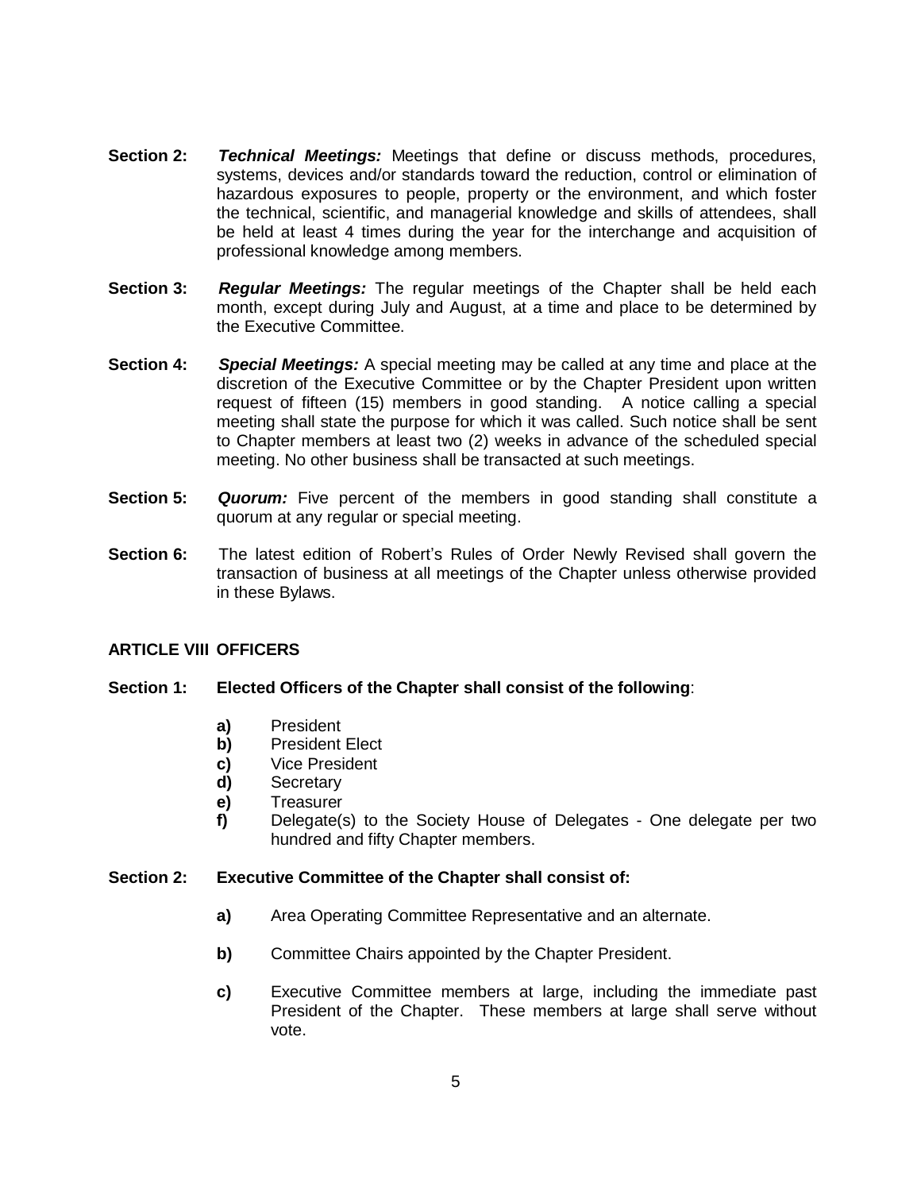**Section 2:** ***Technical Meetings:*** Meetings that define or discuss methods, procedures, systems, devices and/or standards toward the reduction, control or elimination of hazardous exposures to people, property or the environment, and which foster the technical, scientific, and managerial knowledge and skills of attendees, shall be held at least 4 times during the year for the interchange and acquisition of professional knowledge among members.

**Section 3:** ***Regular Meetings:*** The regular meetings of the Chapter shall be held each month, except during July and August, at a time and place to be determined by the Executive Committee.

**Section 4:** ***Special Meetings:*** A special meeting may be called at any time and place at the discretion of the Executive Committee or by the Chapter President upon written request of fifteen (15) members in good standing. A notice calling a special meeting shall state the purpose for which it was called. Such notice shall be sent to Chapter members at least two (2) weeks in advance of the scheduled special meeting. No other business shall be transacted at such meetings.

**Section 5:** ***Quorum:*** Five percent of the members in good standing shall constitute a quorum at any regular or special meeting.

**Section 6:** The latest edition of Robert's Rules of Order Newly Revised shall govern the transaction of business at all meetings of the Chapter unless otherwise provided in these Bylaws.

## ARTICLE VIII OFFICERS

**Section 1: Elected Officers of the Chapter shall consist of the following**:

- **a)** President
- **b)** President Elect
- **c)** Vice President
- **d)** Secretary
- **e)** Treasurer
- **f)** Delegate(s) to the Society House of Delegates - One delegate per two hundred and fifty Chapter members.

**Section 2: Executive Committee of the Chapter shall consist of:**

- **a)** Area Operating Committee Representative and an alternate.
- **b)** Committee Chairs appointed by the Chapter President.
- **c)** Executive Committee members at large, including the immediate past President of the Chapter. These members at large shall serve without vote.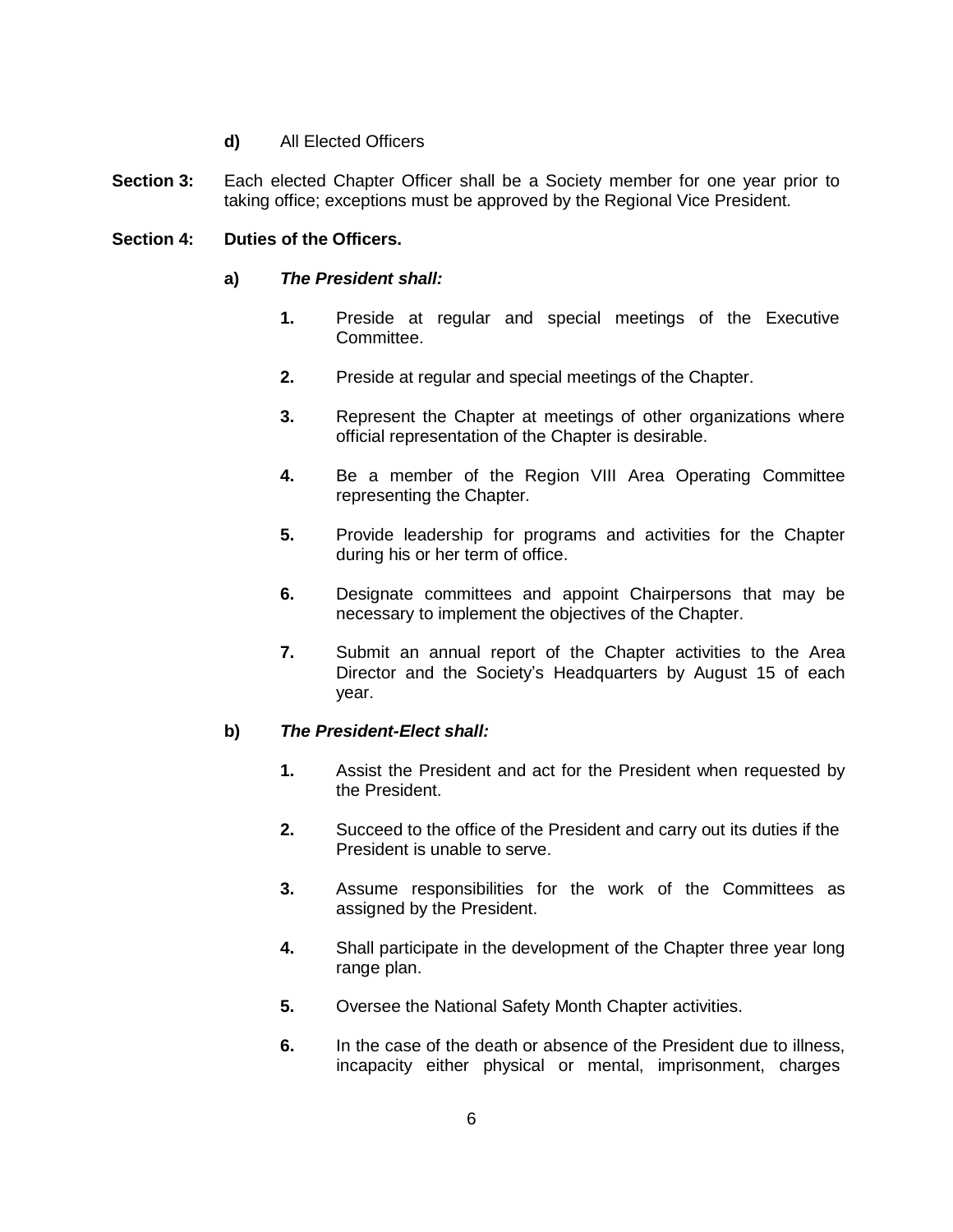**d)** All Elected Officers

**Section 3:** Each elected Chapter Officer shall be a Society member for one year prior to taking office; exceptions must be approved by the Regional Vice President.

**Section 4: Duties of the Officers.**

**a)** ***The President shall:***

1. Preside at regular and special meetings of the Executive Committee.

2. Preside at regular and special meetings of the Chapter.

3. Represent the Chapter at meetings of other organizations where official representation of the Chapter is desirable.

4. Be a member of the Region VIII Area Operating Committee representing the Chapter.

5. Provide leadership for programs and activities for the Chapter during his or her term of office.

6. Designate committees and appoint Chairpersons that may be necessary to implement the objectives of the Chapter.

7. Submit an annual report of the Chapter activities to the Area Director and the Society's Headquarters by August 15 of each year.

**b)** ***The President-Elect shall:***

1. Assist the President and act for the President when requested by the President.

2. Succeed to the office of the President and carry out its duties if the President is unable to serve.

3. Assume responsibilities for the work of the Committees as assigned by the President.

4. Shall participate in the development of the Chapter three year long range plan.

5. Oversee the National Safety Month Chapter activities.

6. In the case of the death or absence of the President due to illness, incapacity either physical or mental, imprisonment, charges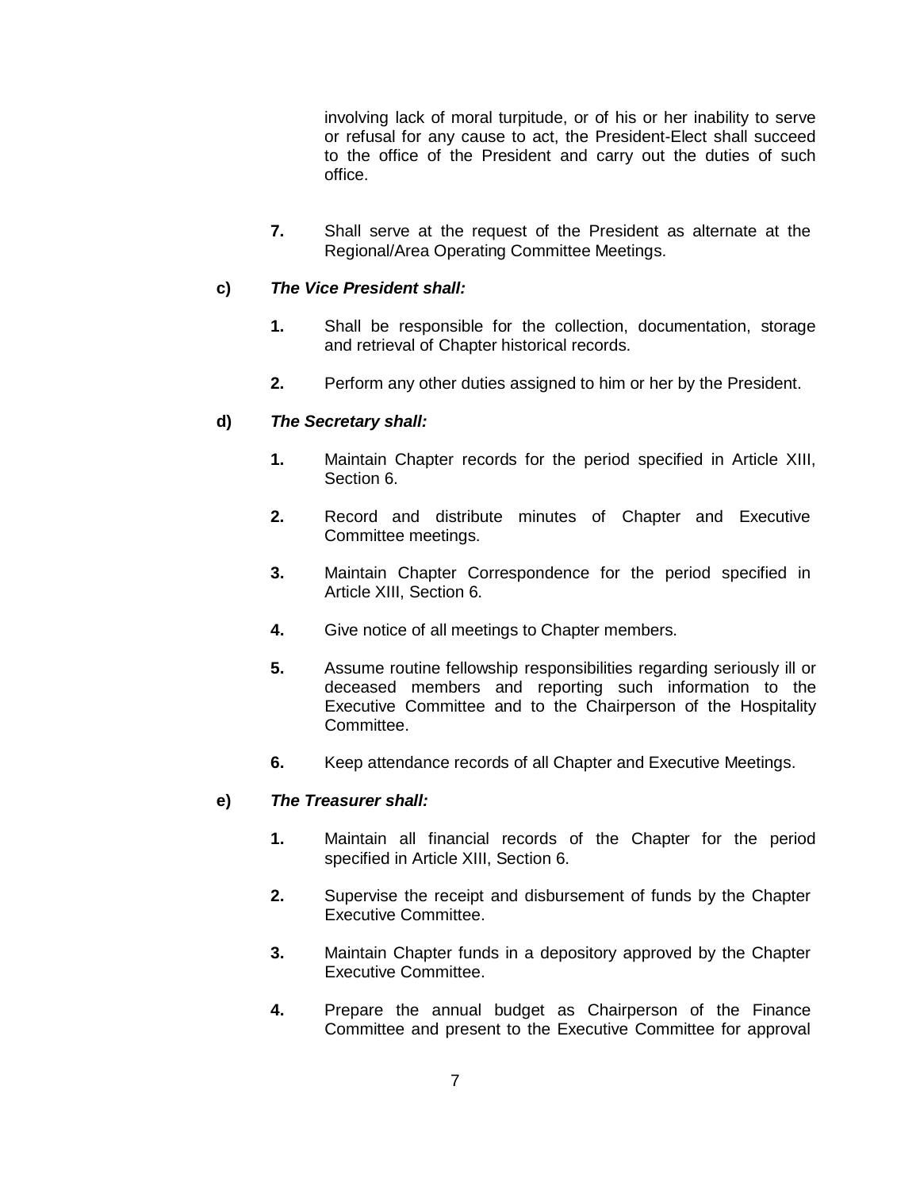involving lack of moral turpitude, or of his or her inability to serve or refusal for any cause to act, the President-Elect shall succeed to the office of the President and carry out the duties of such office.

**7.** Shall serve at the request of the President as alternate at the Regional/Area Operating Committee Meetings.

**c)** ***The Vice President shall:***

**1.** Shall be responsible for the collection, documentation, storage and retrieval of Chapter historical records.

**2.** Perform any other duties assigned to him or her by the President.

**d)** ***The Secretary shall:***

**1.** Maintain Chapter records for the period specified in Article XIII, Section 6.

**2.** Record and distribute minutes of Chapter and Executive Committee meetings.

**3.** Maintain Chapter Correspondence for the period specified in Article XIII, Section 6.

**4.** Give notice of all meetings to Chapter members.

**5.** Assume routine fellowship responsibilities regarding seriously ill or deceased members and reporting such information to the Executive Committee and to the Chairperson of the Hospitality Committee.

**6.** Keep attendance records of all Chapter and Executive Meetings.

**e)** ***The Treasurer shall:***

**1.** Maintain all financial records of the Chapter for the period specified in Article XIII, Section 6.

**2.** Supervise the receipt and disbursement of funds by the Chapter Executive Committee.

**3.** Maintain Chapter funds in a depository approved by the Chapter Executive Committee.

**4.** Prepare the annual budget as Chairperson of the Finance Committee and present to the Executive Committee for approval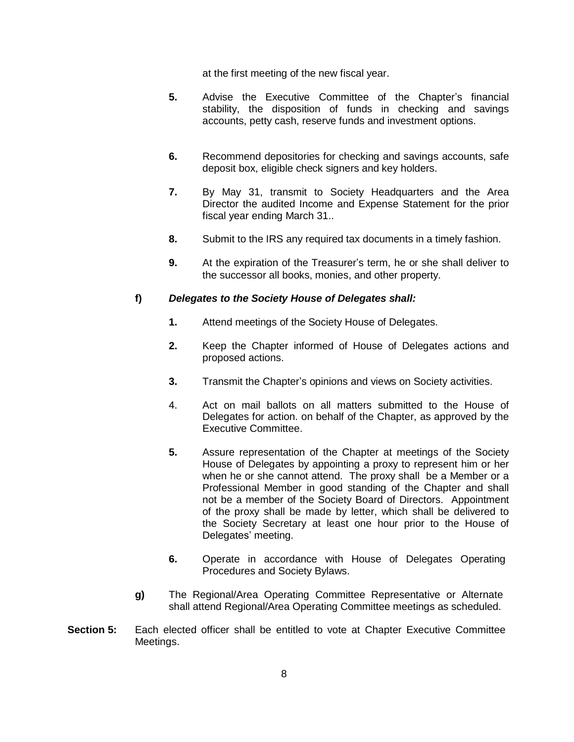at the first meeting of the new fiscal year.

**5.** Advise the Executive Committee of the Chapter's financial stability, the disposition of funds in checking and savings accounts, petty cash, reserve funds and investment options.

**6.** Recommend depositories for checking and savings accounts, safe deposit box, eligible check signers and key holders.

**7.** By May 31, transmit to Society Headquarters and the Area Director the audited Income and Expense Statement for the prior fiscal year ending March 31..

**8.** Submit to the IRS any required tax documents in a timely fashion.

**9.** At the expiration of the Treasurer's term, he or she shall deliver to the successor all books, monies, and other property.

**f)** ***Delegates to the Society House of Delegates shall:***

**1.** Attend meetings of the Society House of Delegates.

**2.** Keep the Chapter informed of House of Delegates actions and proposed actions.

**3.** Transmit the Chapter's opinions and views on Society activities.

4. Act on mail ballots on all matters submitted to the House of Delegates for action. on behalf of the Chapter, as approved by the Executive Committee.

**5.** Assure representation of the Chapter at meetings of the Society House of Delegates by appointing a proxy to represent him or her when he or she cannot attend. The proxy shall be a Member or a Professional Member in good standing of the Chapter and shall not be a member of the Society Board of Directors. Appointment of the proxy shall be made by letter, which shall be delivered to the Society Secretary at least one hour prior to the House of Delegates' meeting.

**6.** Operate in accordance with House of Delegates Operating Procedures and Society Bylaws.

**g)** The Regional/Area Operating Committee Representative or Alternate shall attend Regional/Area Operating Committee meetings as scheduled.

**Section 5:** Each elected officer shall be entitled to vote at Chapter Executive Committee Meetings.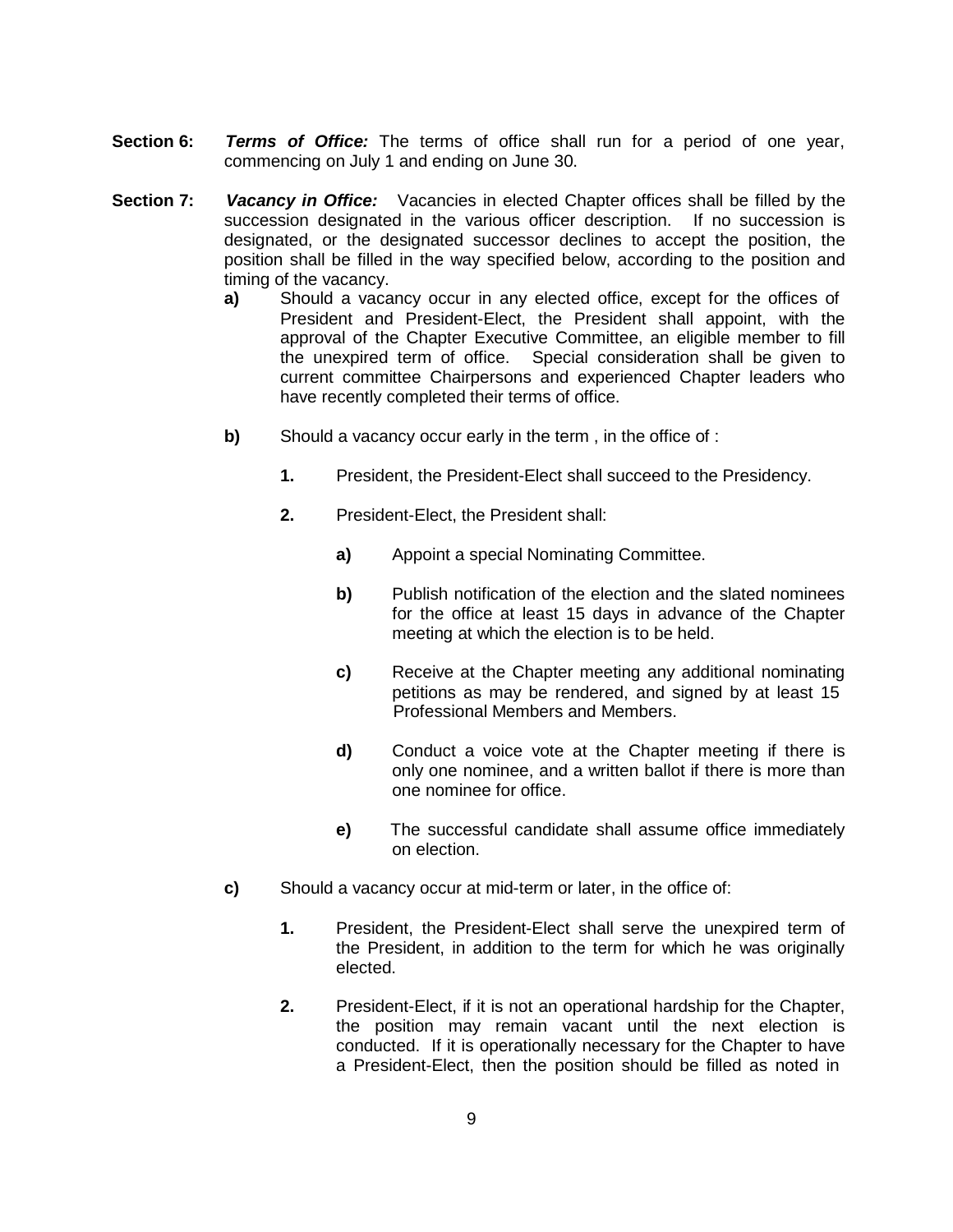**Section 6:** ***Terms of Office:*** The terms of office shall run for a period of one year, commencing on July 1 and ending on June 30.

**Section 7:** ***Vacancy in Office:*** Vacancies in elected Chapter offices shall be filled by the succession designated in the various officer description. If no succession is designated, or the designated successor declines to accept the position, the position shall be filled in the way specified below, according to the position and timing of the vacancy.

- **a)** Should a vacancy occur in any elected office, except for the offices of President and President-Elect, the President shall appoint, with the approval of the Chapter Executive Committee, an eligible member to fill the unexpired term of office. Special consideration shall be given to current committee Chairpersons and experienced Chapter leaders who have recently completed their terms of office.

- **b)** Should a vacancy occur early in the term , in the office of :

  - **1.** President, the President-Elect shall succeed to the Presidency.

  - **2.** President-Elect, the President shall:

    - **a)** Appoint a special Nominating Committee.

    - **b)** Publish notification of the election and the slated nominees for the office at least 15 days in advance of the Chapter meeting at which the election is to be held.

    - **c)** Receive at the Chapter meeting any additional nominating petitions as may be rendered, and signed by at least 15 Professional Members and Members.

    - **d)** Conduct a voice vote at the Chapter meeting if there is only one nominee, and a written ballot if there is more than one nominee for office.

    - **e)** The successful candidate shall assume office immediately on election.

- **c)** Should a vacancy occur at mid-term or later, in the office of:

  - **1.** President, the President-Elect shall serve the unexpired term of the President, in addition to the term for which he was originally elected.

  - **2.** President-Elect, if it is not an operational hardship for the Chapter, the position may remain vacant until the next election is conducted. If it is operationally necessary for the Chapter to have a President-Elect, then the position should be filled as noted in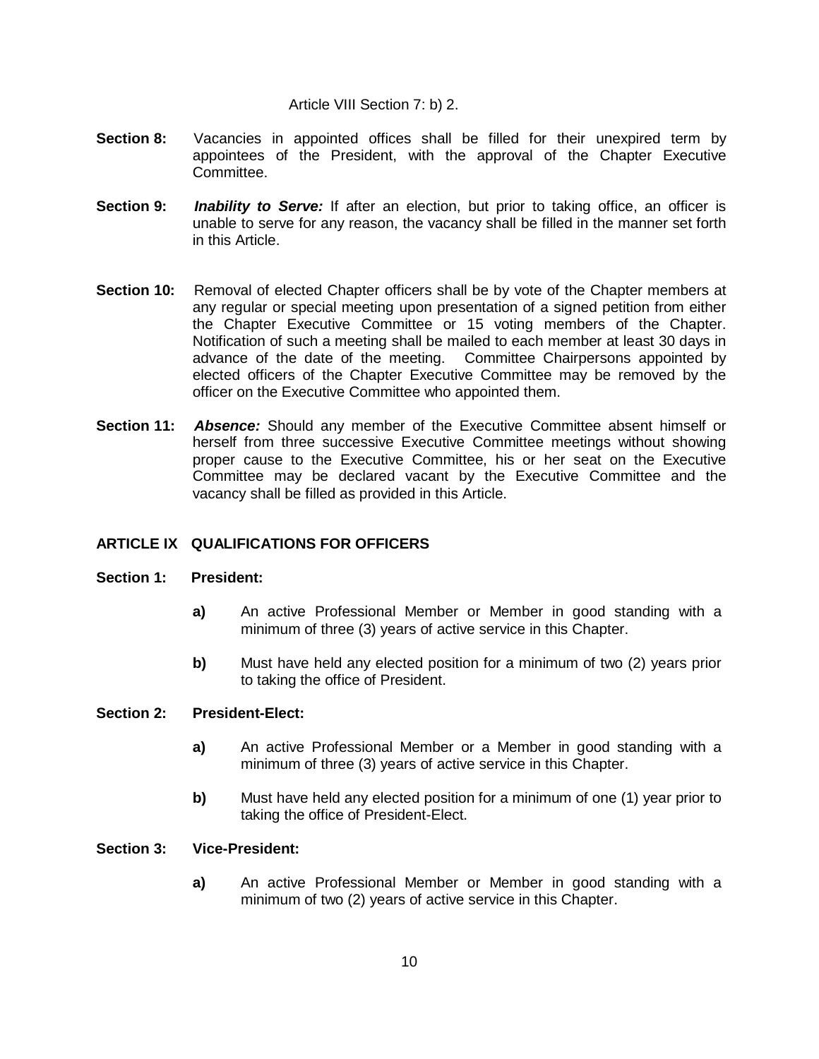Article VIII Section 7: b) 2.

**Section 8:** Vacancies in appointed offices shall be filled for their unexpired term by appointees of the President, with the approval of the Chapter Executive Committee.

**Section 9:** ***Inability to Serve:*** If after an election, but prior to taking office, an officer is unable to serve for any reason, the vacancy shall be filled in the manner set forth in this Article.

**Section 10:** Removal of elected Chapter officers shall be by vote of the Chapter members at any regular or special meeting upon presentation of a signed petition from either the Chapter Executive Committee or 15 voting members of the Chapter. Notification of such a meeting shall be mailed to each member at least 30 days in advance of the date of the meeting. Committee Chairpersons appointed by elected officers of the Chapter Executive Committee may be removed by the officer on the Executive Committee who appointed them.

**Section 11:** ***Absence:*** Should any member of the Executive Committee absent himself or herself from three successive Executive Committee meetings without showing proper cause to the Executive Committee, his or her seat on the Executive Committee may be declared vacant by the Executive Committee and the vacancy shall be filled as provided in this Article.

## ARTICLE IX QUALIFICATIONS FOR OFFICERS

**Section 1: President:**

**a)** An active Professional Member or Member in good standing with a minimum of three (3) years of active service in this Chapter.

**b)** Must have held any elected position for a minimum of two (2) years prior to taking the office of President.

**Section 2: President-Elect:**

**a)** An active Professional Member or a Member in good standing with a minimum of three (3) years of active service in this Chapter.

**b)** Must have held any elected position for a minimum of one (1) year prior to taking the office of President-Elect.

**Section 3: Vice-President:**

**a)** An active Professional Member or Member in good standing with a minimum of two (2) years of active service in this Chapter.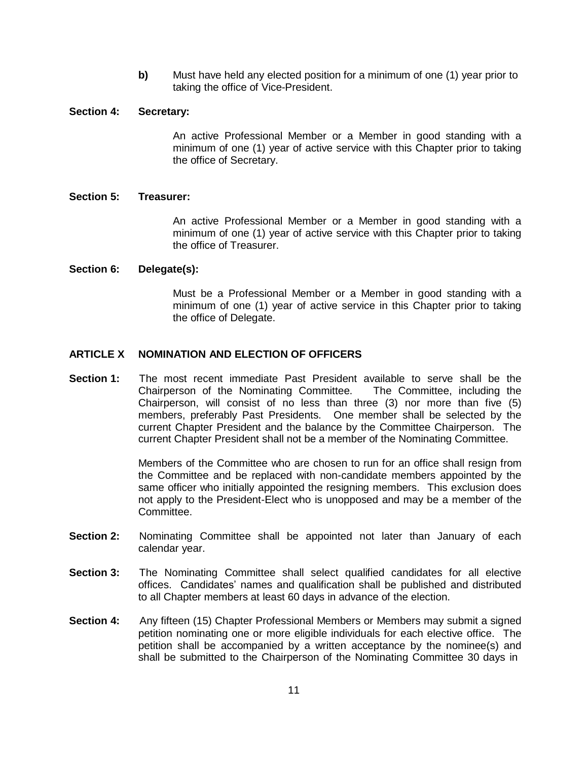**b)** Must have held any elected position for a minimum of one (1) year prior to taking the office of Vice-President.

**Section 4: Secretary:**

An active Professional Member or a Member in good standing with a minimum of one (1) year of active service with this Chapter prior to taking the office of Secretary.

**Section 5: Treasurer:**

An active Professional Member or a Member in good standing with a minimum of one (1) year of active service with this Chapter prior to taking the office of Treasurer.

**Section 6: Delegate(s):**

Must be a Professional Member or a Member in good standing with a minimum of one (1) year of active service in this Chapter prior to taking the office of Delegate.

## ARTICLE X NOMINATION AND ELECTION OF OFFICERS

**Section 1:** The most recent immediate Past President available to serve shall be the Chairperson of the Nominating Committee. The Committee, including the Chairperson, will consist of no less than three (3) nor more than five (5) members, preferably Past Presidents. One member shall be selected by the current Chapter President and the balance by the Committee Chairperson. The current Chapter President shall not be a member of the Nominating Committee.

Members of the Committee who are chosen to run for an office shall resign from the Committee and be replaced with non-candidate members appointed by the same officer who initially appointed the resigning members. This exclusion does not apply to the President-Elect who is unopposed and may be a member of the Committee.

**Section 2:** Nominating Committee shall be appointed not later than January of each calendar year.

**Section 3:** The Nominating Committee shall select qualified candidates for all elective offices. Candidates' names and qualification shall be published and distributed to all Chapter members at least 60 days in advance of the election.

**Section 4:** Any fifteen (15) Chapter Professional Members or Members may submit a signed petition nominating one or more eligible individuals for each elective office. The petition shall be accompanied by a written acceptance by the nominee(s) and shall be submitted to the Chairperson of the Nominating Committee 30 days in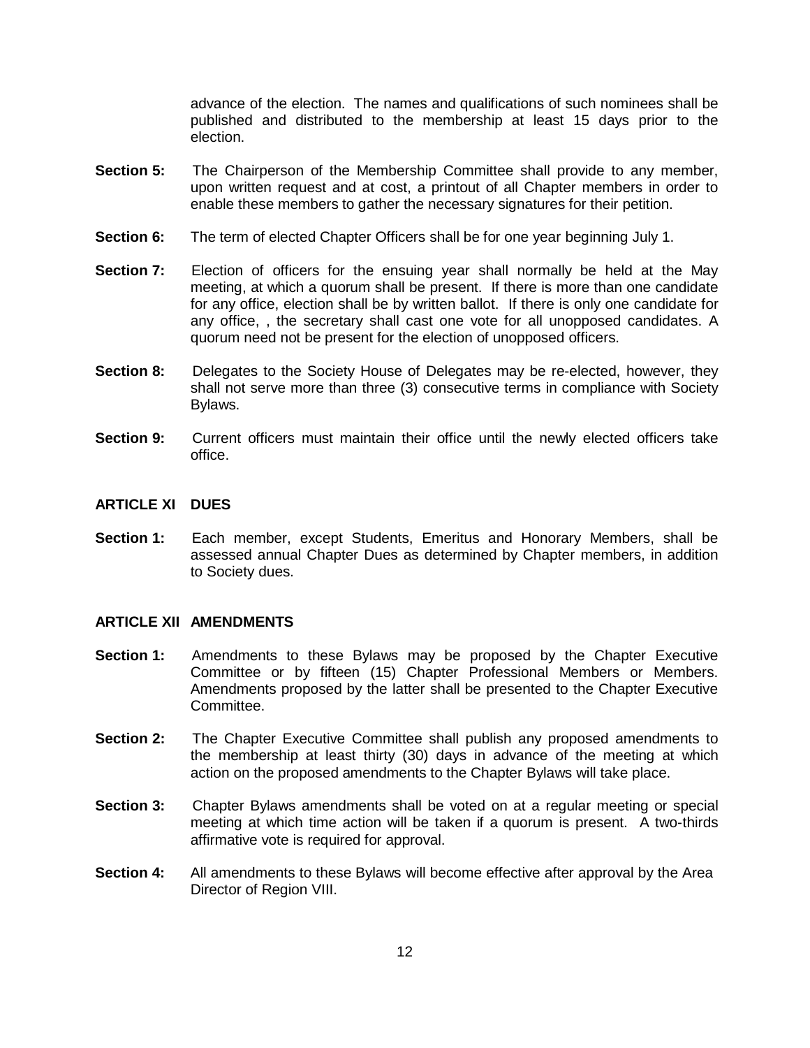advance of the election. The names and qualifications of such nominees shall be published and distributed to the membership at least 15 days prior to the election.

**Section 5:** The Chairperson of the Membership Committee shall provide to any member, upon written request and at cost, a printout of all Chapter members in order to enable these members to gather the necessary signatures for their petition.

**Section 6:** The term of elected Chapter Officers shall be for one year beginning July 1.

**Section 7:** Election of officers for the ensuing year shall normally be held at the May meeting, at which a quorum shall be present. If there is more than one candidate for any office, election shall be by written ballot. If there is only one candidate for any office, , the secretary shall cast one vote for all unopposed candidates. A quorum need not be present for the election of unopposed officers.

**Section 8:** Delegates to the Society House of Delegates may be re-elected, however, they shall not serve more than three (3) consecutive terms in compliance with Society Bylaws.

**Section 9:** Current officers must maintain their office until the newly elected officers take office.

## ARTICLE XI DUES

**Section 1:** Each member, except Students, Emeritus and Honorary Members, shall be assessed annual Chapter Dues as determined by Chapter members, in addition to Society dues.

## ARTICLE XII AMENDMENTS

**Section 1:** Amendments to these Bylaws may be proposed by the Chapter Executive Committee or by fifteen (15) Chapter Professional Members or Members. Amendments proposed by the latter shall be presented to the Chapter Executive Committee.

**Section 2:** The Chapter Executive Committee shall publish any proposed amendments to the membership at least thirty (30) days in advance of the meeting at which action on the proposed amendments to the Chapter Bylaws will take place.

**Section 3:** Chapter Bylaws amendments shall be voted on at a regular meeting or special meeting at which time action will be taken if a quorum is present. A two-thirds affirmative vote is required for approval.

**Section 4:** All amendments to these Bylaws will become effective after approval by the Area Director of Region VIII.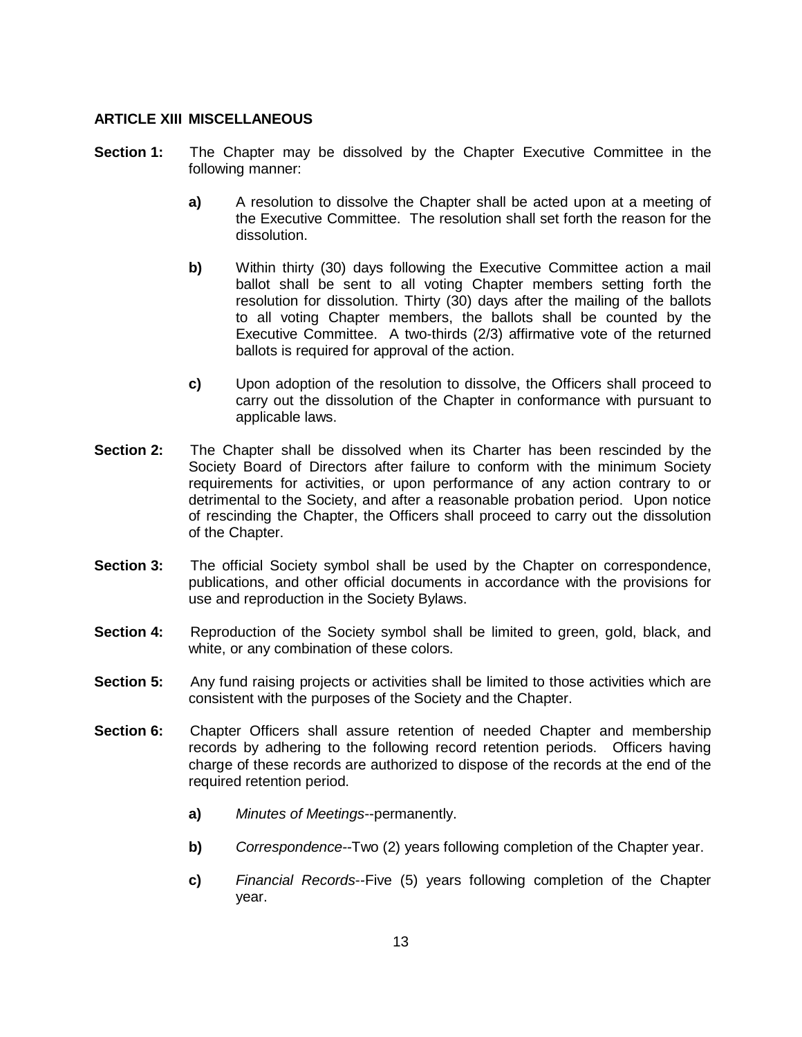## ARTICLE XIII MISCELLANEOUS

**Section 1:** The Chapter may be dissolved by the Chapter Executive Committee in the following manner:

- **a)** A resolution to dissolve the Chapter shall be acted upon at a meeting of the Executive Committee. The resolution shall set forth the reason for the dissolution.
- **b)** Within thirty (30) days following the Executive Committee action a mail ballot shall be sent to all voting Chapter members setting forth the resolution for dissolution. Thirty (30) days after the mailing of the ballots to all voting Chapter members, the ballots shall be counted by the Executive Committee. A two-thirds (2/3) affirmative vote of the returned ballots is required for approval of the action.
- **c)** Upon adoption of the resolution to dissolve, the Officers shall proceed to carry out the dissolution of the Chapter in conformance with pursuant to applicable laws.

**Section 2:** The Chapter shall be dissolved when its Charter has been rescinded by the Society Board of Directors after failure to conform with the minimum Society requirements for activities, or upon performance of any action contrary to or detrimental to the Society, and after a reasonable probation period. Upon notice of rescinding the Chapter, the Officers shall proceed to carry out the dissolution of the Chapter.

**Section 3:** The official Society symbol shall be used by the Chapter on correspondence, publications, and other official documents in accordance with the provisions for use and reproduction in the Society Bylaws.

**Section 4:** Reproduction of the Society symbol shall be limited to green, gold, black, and white, or any combination of these colors.

**Section 5:** Any fund raising projects or activities shall be limited to those activities which are consistent with the purposes of the Society and the Chapter.

**Section 6:** Chapter Officers shall assure retention of needed Chapter and membership records by adhering to the following record retention periods. Officers having charge of these records are authorized to dispose of the records at the end of the required retention period.

- **a)** *Minutes of Meetings*--permanently.
- **b)** *Correspondence*--Two (2) years following completion of the Chapter year.
- **c)** *Financial Records*--Five (5) years following completion of the Chapter year.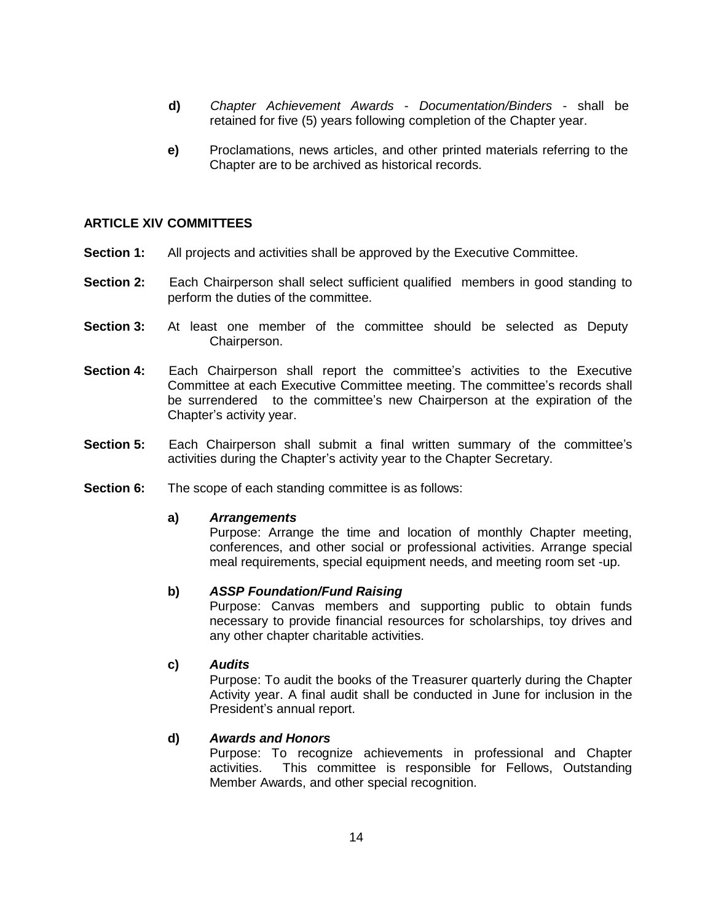**d)** *Chapter Achievement Awards - Documentation/Binders* - shall be retained for five (5) years following completion of the Chapter year.

**e)** Proclamations, news articles, and other printed materials referring to the Chapter are to be archived as historical records.

## ARTICLE XIV COMMITTEES

**Section 1:** All projects and activities shall be approved by the Executive Committee.

**Section 2:** Each Chairperson shall select sufficient qualified members in good standing to perform the duties of the committee.

**Section 3:** At least one member of the committee should be selected as Deputy Chairperson.

**Section 4:** Each Chairperson shall report the committee's activities to the Executive Committee at each Executive Committee meeting. The committee's records shall be surrendered to the committee's new Chairperson at the expiration of the Chapter's activity year.

**Section 5:** Each Chairperson shall submit a final written summary of the committee's activities during the Chapter's activity year to the Chapter Secretary.

**Section 6:** The scope of each standing committee is as follows:

**a)** ***Arrangements***
Purpose: Arrange the time and location of monthly Chapter meeting, conferences, and other social or professional activities. Arrange special meal requirements, special equipment needs, and meeting room set -up.

**b)** ***ASSP Foundation/Fund Raising***
Purpose: Canvas members and supporting public to obtain funds necessary to provide financial resources for scholarships, toy drives and any other chapter charitable activities.

**c)** ***Audits***
Purpose: To audit the books of the Treasurer quarterly during the Chapter Activity year. A final audit shall be conducted in June for inclusion in the President's annual report.

**d)** ***Awards and Honors***
Purpose: To recognize achievements in professional and Chapter activities. This committee is responsible for Fellows, Outstanding Member Awards, and other special recognition.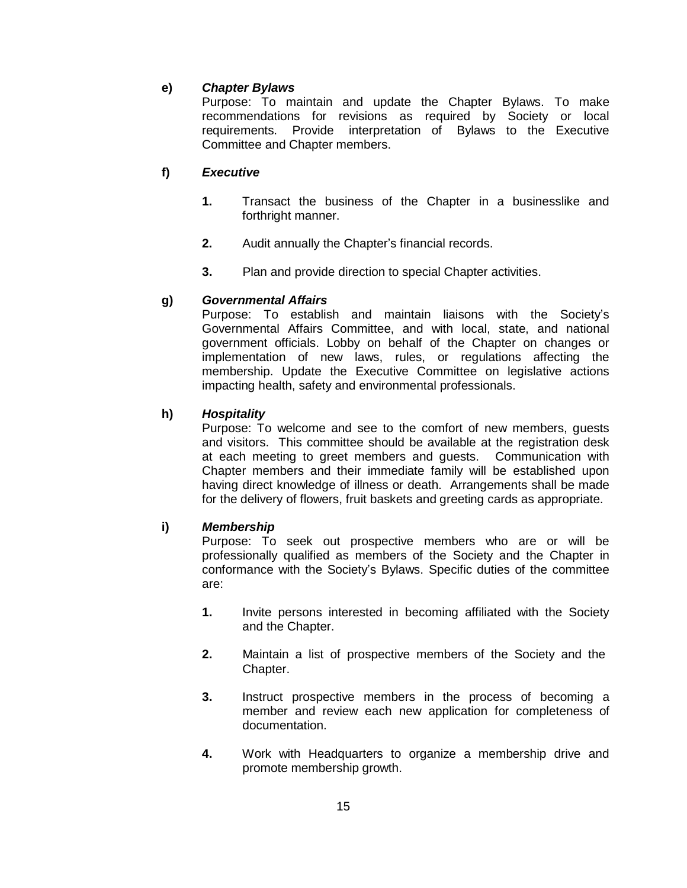**e)** ***Chapter Bylaws***

Purpose: To maintain and update the Chapter Bylaws. To make recommendations for revisions as required by Society or local requirements. Provide interpretation of Bylaws to the Executive Committee and Chapter members.

**f)** ***Executive***

1. Transact the business of the Chapter in a businesslike and forthright manner.
2. Audit annually the Chapter's financial records.
3. Plan and provide direction to special Chapter activities.

**g)** ***Governmental Affairs***

Purpose: To establish and maintain liaisons with the Society's Governmental Affairs Committee, and with local, state, and national government officials. Lobby on behalf of the Chapter on changes or implementation of new laws, rules, or regulations affecting the membership. Update the Executive Committee on legislative actions impacting health, safety and environmental professionals.

**h)** ***Hospitality***

Purpose: To welcome and see to the comfort of new members, guests and visitors. This committee should be available at the registration desk at each meeting to greet members and guests. Communication with Chapter members and their immediate family will be established upon having direct knowledge of illness or death. Arrangements shall be made for the delivery of flowers, fruit baskets and greeting cards as appropriate.

**i)** ***Membership***

Purpose: To seek out prospective members who are or will be professionally qualified as members of the Society and the Chapter in conformance with the Society's Bylaws. Specific duties of the committee are:

1. Invite persons interested in becoming affiliated with the Society and the Chapter.
2. Maintain a list of prospective members of the Society and the Chapter.
3. Instruct prospective members in the process of becoming a member and review each new application for completeness of documentation.
4. Work with Headquarters to organize a membership drive and promote membership growth.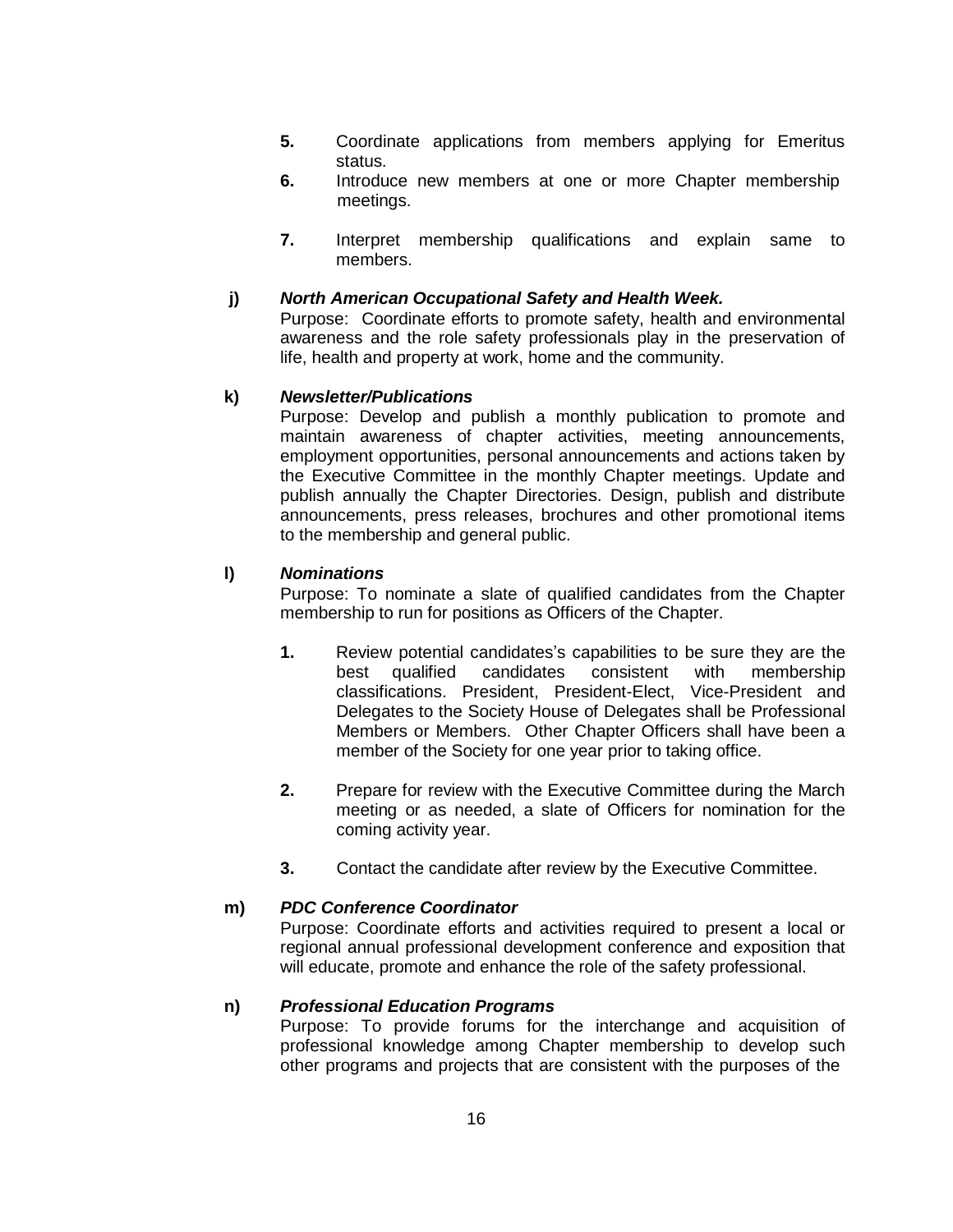5. Coordinate applications from members applying for Emeritus status.
6. Introduce new members at one or more Chapter membership meetings.
7. Interpret membership qualifications and explain same to members.

**j)** ***North American Occupational Safety and Health Week.***

Purpose: Coordinate efforts to promote safety, health and environmental awareness and the role safety professionals play in the preservation of life, health and property at work, home and the community.

**k)** ***Newsletter/Publications***

Purpose: Develop and publish a monthly publication to promote and maintain awareness of chapter activities, meeting announcements, employment opportunities, personal announcements and actions taken by the Executive Committee in the monthly Chapter meetings. Update and publish annually the Chapter Directories. Design, publish and distribute announcements, press releases, brochures and other promotional items to the membership and general public.

**l)** ***Nominations***

Purpose: To nominate a slate of qualified candidates from the Chapter membership to run for positions as Officers of the Chapter.

1. Review potential candidates's capabilities to be sure they are the best qualified candidates consistent with membership classifications. President, President-Elect, Vice-President and Delegates to the Society House of Delegates shall be Professional Members or Members. Other Chapter Officers shall have been a member of the Society for one year prior to taking office.
2. Prepare for review with the Executive Committee during the March meeting or as needed, a slate of Officers for nomination for the coming activity year.
3. Contact the candidate after review by the Executive Committee.

**m)** ***PDC Conference Coordinator***

Purpose: Coordinate efforts and activities required to present a local or regional annual professional development conference and exposition that will educate, promote and enhance the role of the safety professional.

**n)** ***Professional Education Programs***

Purpose: To provide forums for the interchange and acquisition of professional knowledge among Chapter membership to develop such other programs and projects that are consistent with the purposes of the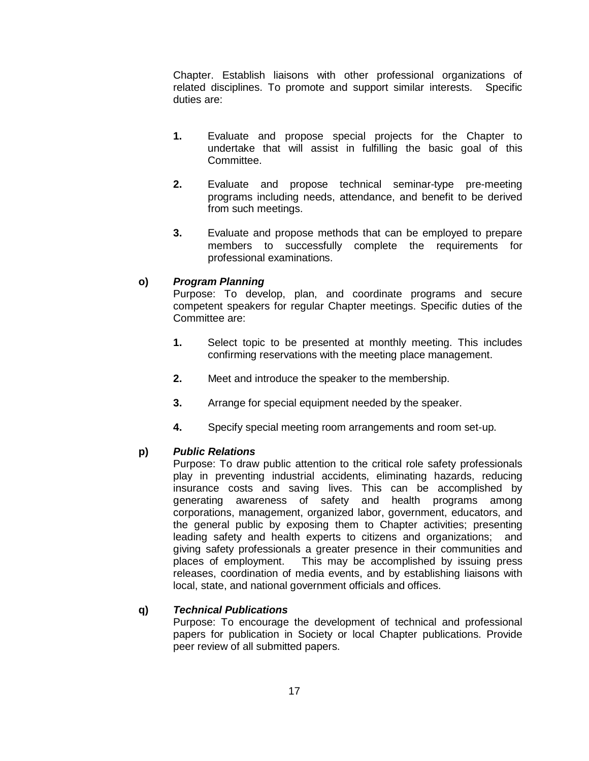Chapter. Establish liaisons with other professional organizations of related disciplines. To promote and support similar interests. Specific duties are:

1. Evaluate and propose special projects for the Chapter to undertake that will assist in fulfilling the basic goal of this Committee.

2. Evaluate and propose technical seminar-type pre-meeting programs including needs, attendance, and benefit to be derived from such meetings.

3. Evaluate and propose methods that can be employed to prepare members to successfully complete the requirements for professional examinations.

**o)** ***Program Planning***

Purpose: To develop, plan, and coordinate programs and secure competent speakers for regular Chapter meetings. Specific duties of the Committee are:

1. Select topic to be presented at monthly meeting. This includes confirming reservations with the meeting place management.

2. Meet and introduce the speaker to the membership.

3. Arrange for special equipment needed by the speaker.

4. Specify special meeting room arrangements and room set-up.

**p)** ***Public Relations***

Purpose: To draw public attention to the critical role safety professionals play in preventing industrial accidents, eliminating hazards, reducing insurance costs and saving lives. This can be accomplished by generating awareness of safety and health programs among corporations, management, organized labor, government, educators, and the general public by exposing them to Chapter activities; presenting leading safety and health experts to citizens and organizations; and giving safety professionals a greater presence in their communities and places of employment. This may be accomplished by issuing press releases, coordination of media events, and by establishing liaisons with local, state, and national government officials and offices.

**q)** ***Technical Publications***

Purpose: To encourage the development of technical and professional papers for publication in Society or local Chapter publications. Provide peer review of all submitted papers.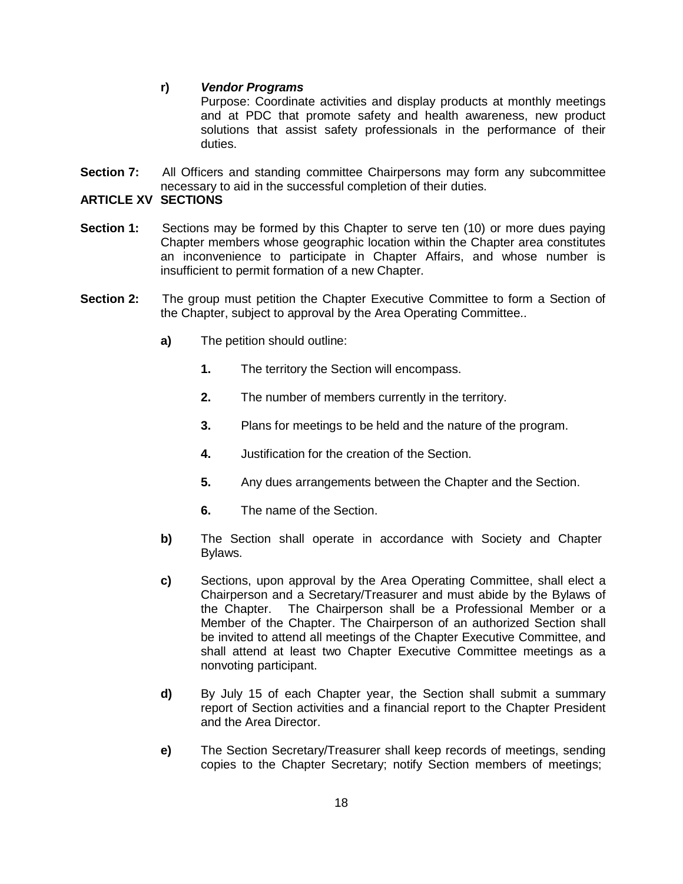**r)** ***Vendor Programs***

Purpose: Coordinate activities and display products at monthly meetings and at PDC that promote safety and health awareness, new product solutions that assist safety professionals in the performance of their duties.

**Section 7:** All Officers and standing committee Chairpersons may form any subcommittee necessary to aid in the successful completion of their duties.

## ARTICLE XV SECTIONS

**Section 1:** Sections may be formed by this Chapter to serve ten (10) or more dues paying Chapter members whose geographic location within the Chapter area constitutes an inconvenience to participate in Chapter Affairs, and whose number is insufficient to permit formation of a new Chapter.

**Section 2:** The group must petition the Chapter Executive Committee to form a Section of the Chapter, subject to approval by the Area Operating Committee..

**a)** The petition should outline:

**1.** The territory the Section will encompass.

**2.** The number of members currently in the territory.

**3.** Plans for meetings to be held and the nature of the program.

**4.** Justification for the creation of the Section.

**5.** Any dues arrangements between the Chapter and the Section.

**6.** The name of the Section.

**b)** The Section shall operate in accordance with Society and Chapter Bylaws.

**c)** Sections, upon approval by the Area Operating Committee, shall elect a Chairperson and a Secretary/Treasurer and must abide by the Bylaws of the Chapter. The Chairperson shall be a Professional Member or a Member of the Chapter. The Chairperson of an authorized Section shall be invited to attend all meetings of the Chapter Executive Committee, and shall attend at least two Chapter Executive Committee meetings as a nonvoting participant.

**d)** By July 15 of each Chapter year, the Section shall submit a summary report of Section activities and a financial report to the Chapter President and the Area Director.

**e)** The Section Secretary/Treasurer shall keep records of meetings, sending copies to the Chapter Secretary; notify Section members of meetings;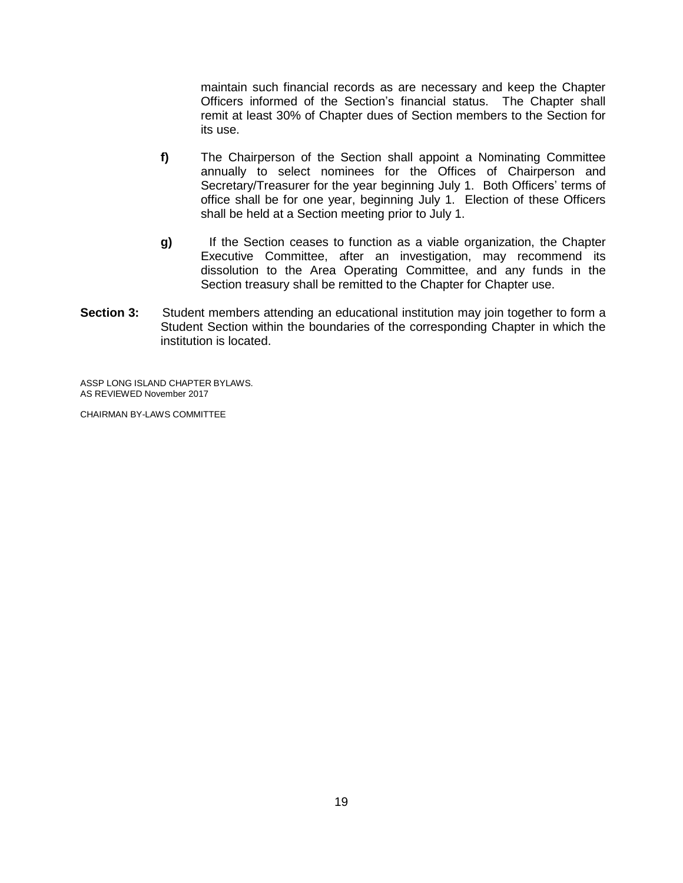maintain such financial records as are necessary and keep the Chapter Officers informed of the Section's financial status. The Chapter shall remit at least 30% of Chapter dues of Section members to the Section for its use.

**f)** The Chairperson of the Section shall appoint a Nominating Committee annually to select nominees for the Offices of Chairperson and Secretary/Treasurer for the year beginning July 1. Both Officers' terms of office shall be for one year, beginning July 1. Election of these Officers shall be held at a Section meeting prior to July 1.

**g)** If the Section ceases to function as a viable organization, the Chapter Executive Committee, after an investigation, may recommend its dissolution to the Area Operating Committee, and any funds in the Section treasury shall be remitted to the Chapter for Chapter use.

**Section 3:** Student members attending an educational institution may join together to form a Student Section within the boundaries of the corresponding Chapter in which the institution is located.

ASSP LONG ISLAND CHAPTER BYLAWS.
AS REVIEWED November 2017

CHAIRMAN BY-LAWS COMMITTEE